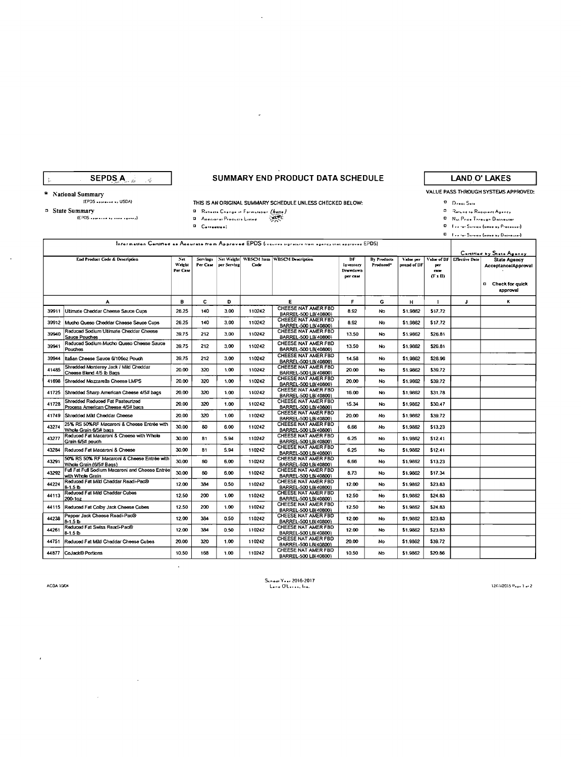**SEPDS A**

# SUMMARY END PRODUCT DATA SCHEDULE

**LAND O' LAKES**

- National Summary (EPDS approved by USDA)
- State Summary (EPDS approved by state agency)

THIS IS AN ORIGINAL SUMMARY SCHEDULE UNLESS CHECKED BELOW:

- Reflects Change in Formulation (*hello*)
- Additional Products Listed
- Correction:

VALUE PASS THROUGH SYSTEMS APPROVED:

- Direct Sale
- Refund to Recipient Agency
- Net Price Through Distributor
- Fee for Service (billed by Processor)
- Fee for Service (billed by Distributor)

Information Certified as Accurate from Approved EPDS (requires signature from agency that approved EPDS)

| End Product Code & Description | | Net Weight Per Case | Servings Per Case | Net Weight per Serving | WBSCM Item Code | WBSCM Description | DF Inventory Drawdown per case | By Products Produced* | Value per pound of DF | Value of DF per case (F x H) | Effective Date | Certified by State Agency: State Agency Acceptance/Approval ☐ Check for quick approval |
|---|---|---|---|---|---|---|---|---|---|---|---|---|
| A | | B | C | D | E | | F | G | H | I | J | K |
| 39911 | Ultimate Cheddar Cheese Sauce Cups | 26.25 | 140 | 3.00 | 110242 | CHEESE NAT AMER FBD BARREL-500 LB(40800) | 8.92 | No | $1.9862 | $17.72 | | |
| 39912 | Mucho Queso Cheddar Cheese Sauce Cups | 26.25 | 140 | 3.00 | 110242 | CHEESE NAT AMER FBD BARREL-500 LB(40800) | 8.92 | No | $1.9862 | $17.72 | | |
| 39940 | Reduced Sodium Ultimate Cheddar Cheese Sauce Pouches | 39.75 | 212 | 3.00 | 110242 | CHEESE NAT AMER FBD BARREL-500 LB(40800) | 13.50 | No | $1.9862 | $26.81 | | |
| 39941 | Reduced Sodium Mucho Queso Cheese Sauce Pouches | 39.75 | 212 | 3.00 | 110242 | CHEESE NAT AMER FBD BARREL-500 LB(40800) | 13.50 | No | $1.9862 | $26.81 | | |
| 39944 | Italian Cheese Sauce 6/106oz Pouch | 39.75 | 212 | 3.00 | 110242 | CHEESE NAT AMER FBD BARREL-500 LB(40800) | 14.58 | No | $1.9862 | $28.96 | | |
| 41485 | Shredded Monterey Jack / Mild Cheddar Cheese Blend 4/5 lb Bags | 20.00 | 320 | 1.00 | 110242 | CHEESE NAT AMER FBD BARREL-500 LB(40800) | 20.00 | No | $1.9862 | $39.72 | | |
| 41698 | Shredded Mozzarella Cheese LMPS | 20.00 | 320 | 1.00 | 110242 | CHEESE NAT AMER FBD BARREL-500 LB(40800) | 20.00 | No | $1.9862 | $39.72 | | |
| 41725 | Shredded Sharp American Cheese 4/5# bags | 20.00 | 320 | 1.00 | 110242 | CHEESE NAT AMER FBD BARREL-500 LB(40800) | 16.00 | No | $1.9862 | $31.78 | | |
| 41728 | Shredded Reduced Fat Pasteurized Process American Cheese 4/5# bags | 20.00 | 320 | 1.00 | 110242 | CHEESE NAT AMER FBD BARREL-500 LB(40800) | 15.34 | No | $1.9862 | $30.47 | | |
| 41749 | Shredded Mild Cheddar Cheese | 20.00 | 320 | 1.00 | 110242 | CHEESE NAT AMER FBD BARREL-500 LB(40800) | 20.00 | No | $1.9862 | $39.72 | | |
| 43274 | 25% RS 50%RF Macaroni & Cheese Entrée with Whole Grain 6/5# bags | 30.00 | 80 | 6.00 | 110242 | CHEESE NAT AMER FBD BARREL-500 LB(40800) | 6.66 | No | $1.9862 | $13.23 | | |
| 43277 | Reduced Fat Macaroni & Cheese with Whole Grain 6/5# pouch | 30.00 | 81 | 5.94 | 110242 | CHEESE NAT AMER FBD BARREL-500 LB(40800) | 6.25 | No | $1.9862 | $12.41 | | |
| 43284 | Reduced Fat Macaroni & Cheese | 30.00 | 81 | 5.94 | 110242 | CHEESE NAT AMER FBD BARREL-500 LB(40800) | 6.25 | No | $1.9862 | $12.41 | | |
| 43291 | 50% RS 50% RF Macaroni & Cheese Entrée with Whole Grain (6/5# Bags) | 30.00 | 80 | 6.00 | 110242 | CHEESE NAT AMER FBD BARREL-500 LB(40800) | 6.66 | No | $1.9862 | $13.23 | | |
| 43292 | Full Fat Full Sodium Macaroni and Cheese Entrée with Whole Grain | 30.00 | 80 | 6.00 | 110242 | CHEESE NAT AMER FBD BARREL-500 LB(40800) | 8.73 | No | $1.9862 | $17.34 | | |
| 44224 | Reduced Fat Mild Cheddar Readi-Pac® 8-1.5 lb | 12.00 | 384 | 0.50 | 110242 | CHEESE NAT AMER FBD BARREL-500 LB(40800) | 12.00 | No | $1.9862 | $23.83 | | |
| 44113 | Reduced Fat Mild Cheddar Cubes 200-1oz | 12.50 | 200 | 1.00 | 110242 | CHEESE NAT AMER FBD BARREL-500 LB(40800) | 12.50 | No | $1.9862 | $24.83 | | |
| 44115 | Reduced Fat Colby Jack Cheese Cubes | 12.50 | 200 | 1.00 | 110242 | CHEESE NAT AMER FBD BARREL-500 LB(40800) | 12.50 | No | $1.9862 | $24.83 | | |
| 44238 | Pepper Jack Cheese Readi-Pac® 8-1.5 lb | 12.00 | 384 | 0.50 | 110242 | CHEESE NAT AMER FBD BARREL-500 LB(40800) | 12.00 | No | $1.9862 | $23.83 | | |
| 44261 | Reduced Fat Swiss Readi-Pac® 8-1.5 lb | 12.00 | 384 | 0.50 | 110242 | CHEESE NAT AMER FBD BARREL-500 LB(40800) | 12.00 | No | $1.9862 | $23.83 | | |
| 44751 | Reduced Fat Mild Cheddar Cheese Cubes | 20.00 | 320 | 1.00 | 110242 | CHEESE NAT AMER FBD BARREL-500 LB(40800) | 20.00 | No | $1.9862 | $39.72 | | |
| 44877 | CoJack® Portions | 10.50 | 168 | 1.00 | 110242 | CHEESE NAT AMER FBD BARREL-500 LB(40800) | 10.50 | No | $1.9862 | $20.86 | | |

ACDA 10/04

School Year 2016-2017
Land O'Lakes, Inc.

12/11/2015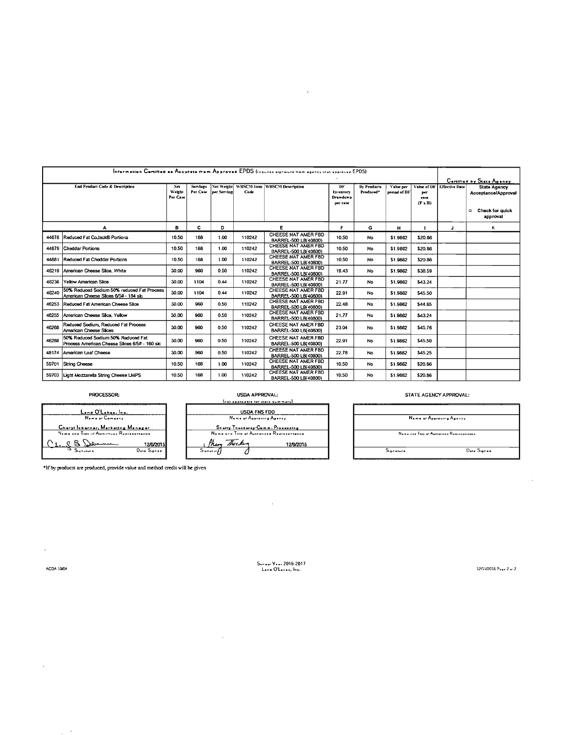| Information Certified as Accurate from Approved EPDS (requires signature from agency that approved EPDS) | | | | | | | | | | | | Certified by State Agency | |
|---|---|---|---|---|---|---|---|---|---|---|---|---|---|
| End Product Code & Description | | Net Weight Per Case | Servings Per Case | Net Weight per Serving | WBSCM Item Code | WBSCM Description | DF Inventory Drawdown per case | By Products Produced* | Value per pound of DF | Value of DF per case (F x H) | Effective Date | State Agency Acceptance/Approval ☐ Check for quick approval | |
| A | | B | C | D | E | | F | G | H | I | J | K | |
| 44878 | Reduced Fat CoJack® Portions | 10.50 | 168 | 1.00 | 110242 | CHEESE NAT AMER FBD BARREL-500 LB(40800) | 10.50 | No | $1.9862 | $20.86 | | | |
| 44879 | Cheddar Portions | 10.50 | 168 | 1.00 | 110242 | CHEESE NAT AMER FBD BARREL-500 LB(40800) | 10.50 | No | $1.9862 | $20.86 | | | |
| 44881 | Reduced Fat Cheddar Portions | 10.50 | 168 | 1.00 | 110242 | CHEESE NAT AMER FBD BARREL-500 LB(40800) | 10.50 | No | $1.9862 | $20.86 | | | |
| 46219 | American Cheese Slice, White | 30.00 | 960 | 0.50 | 110242 | CHEESE NAT AMER FBD BARREL-500 LB(40800) | 19.43 | No | $1.9862 | $38.59 | | | |
| 46236 | Yellow American Slice | 30.00 | 1104 | 0.44 | 110242 | CHEESE NAT AMER FBD BARREL-500 LB(40800) | 21.77 | No | $1.9862 | $43.24 | | | |
| 46240 | 50% Reduced Sodium 50% reduced Fat Process American Cheese Slices 6/5# - 184 slc | 30.00 | 1104 | 0.44 | 110242 | CHEESE NAT AMER FBD BARREL-500 LB(40800) | 22.91 | No | $1.9862 | $45.50 | | | |
| 46253 | Reduced Fat American Cheese Slice | 30.00 | 960 | 0.50 | 110242 | CHEESE NAT AMER FBD BARREL-500 LB(40800) | 22.48 | No | $1.9862 | $44.65 | | | |
| 46255 | American Cheese Slice, Yellow | 30.00 | 960 | 0.50 | 110242 | CHEESE NAT AMER FBD BARREL-500 LB(40800) | 21.77 | No | $1.9862 | $43.24 | | | |
| 46268 | Reduced Sodium, Reduced Fat Process American Cheese Slices | 30.00 | 960 | 0.50 | 110242 | CHEESE NAT AMER FBD BARREL-500 LB(40800) | 23.04 | No | $1.9862 | $45.76 | | | |
| 46288 | 50% Reduced Sodium 50% Reduced Fat Process American Cheese Slices 6/5# - 160 slc | 30.00 | 960 | 0.50 | 110242 | CHEESE NAT AMER FBD BARREL-500 LB(40800) | 22.91 | No | $1.9862 | $45.50 | | | |
| 48174 | American Loaf Cheese | 30.00 | 960 | 0.50 | 110242 | CHEESE NAT AMER FBD BARREL-500 LB(40800) | 22.78 | No | $1.9862 | $45.25 | | | |
| 59701 | String Cheese | 10.50 | 168 | 1.00 | 110242 | CHEESE NAT AMER FBD BARREL-500 LB(40800) | 10.50 | No | $1.9862 | $20.86 | | | |
| 59703 | Light Mozzarella String Cheese LMPS | 10.50 | 168 | 1.00 | 110242 | CHEESE NAT AMER FBD BARREL-500 LB(40800) | 10.50 | No | $1.9862 | $20.86 | | | |

**PROCESSOR:**

Land O'Lakes, Inc.
Name of Company

Cheryl Isberner, Marketing Manager
Name and Title of Authorized Representative

Signature — Date Signed: 12/9/2015

**USDA APPROVAL:**
(not applicable for state summary)

USDA FNS FDD
Name of Approving Agency

Sherry Thackeray-Comm. Processing
Name and Title of Authorized Representative

Signature — 12/9/2015

**STATE AGENCY APPROVAL:**

Name of Approving Agency

Name and Title of Authorized Representative

Signature — Date Signed

*If by products are produced, provide value and method credit will be given

School Year 2016-2017
Land O'Lakes, Inc.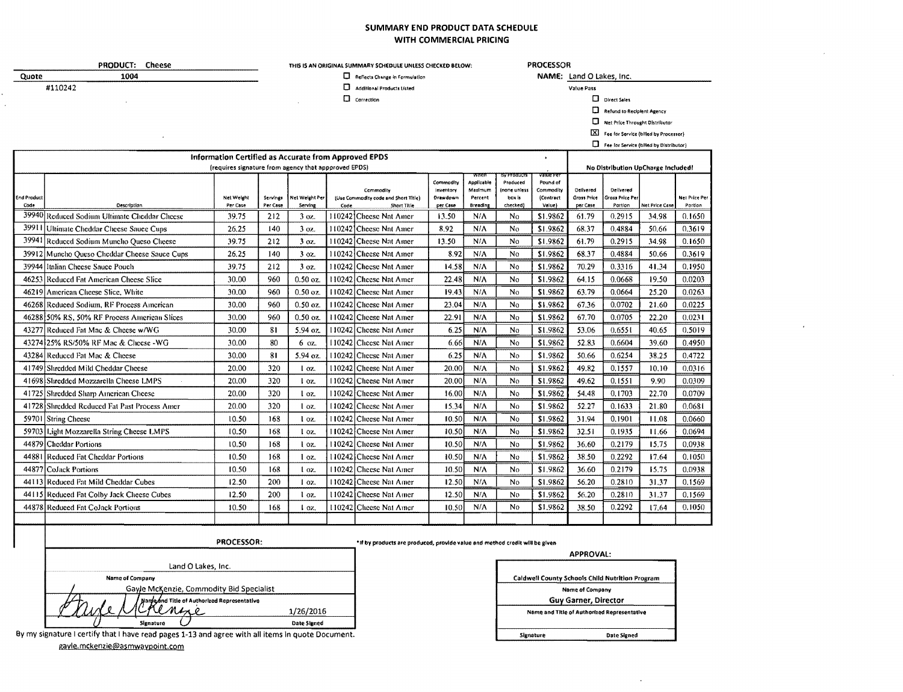# SUMMARY END PRODUCT DATA SCHEDULE
## WITH COMMERCIAL PRICING

**PRODUCT:** Cheese

**Quote** 1004

#110242

THIS IS AN ORIGINAL SUMMARY SCHEDULE UNLESS CHECKED BELOW:

- ☐ Reflects Change in Formulation
- ☐ Additional Products Listed
- ☐ Correction

**PROCESSOR**

**NAME:** Land O Lakes, Inc.

Value Pass

- ☐ Direct Sales
- ☐ Refund to Recipient Agency
- ☐ Net Price Through Distributor
- ☒ Fee for Service (billed by Processor)
- ☐ Fee for Service (billed by Distributor)

| Information Certified as Accurate from Approved EPDS (requires signature from agency that approved EPDS) | | | | | | | | | | | No Distribution UpCharge Included! | | | |
|---|---|---|---|---|---|---|---|---|---|---|---|---|---|---|
| End Product Code | Description | Net Weight Per Case | Servings Per Case | Net Weight Per Serving | Commodity (Use Commodity code and Short Title) Code | Short Title | Commodity Inventory Drawdown per Case | When Applicable Maximum Percent Breading | By Products Produced (none unless box is checked) | Value Per Pound of Commodity (Contract Value) | Delivered Gross Price per Case | Delivered Gross Price Per Portion | Net Price Case | Net Price Per Portion |
| 39940 | Reduced Sodium Ultimate Cheddar Cheese | 39.75 | 212 | 3 oz. | 110242 | Cheese Nat Amer | 13.50 | N/A | No | $1.9862 | 61.79 | 0.2915 | 34.98 | 0.1650 |
| 39911 | Ultimate Cheddar Cheese Sauce Cups | 26.25 | 140 | 3 oz. | 110242 | Cheese Nat Amer | 8.92 | N/A | No | $1.9862 | 68.37 | 0.4884 | 50.66 | 0.3619 |
| 39941 | Reduced Sodium Muncho Queso Cheese | 39.75 | 212 | 3 oz. | 110242 | Cheese Nat Amer | 13.50 | N/A | No | $1.9862 | 61.79 | 0.2915 | 34.98 | 0.1650 |
| 39912 | Muncho Queso Cheddar Cheese Sauce Cups | 26.25 | 140 | 3 oz. | 110242 | Cheese Nat Amer | 8.92 | N/A | No | $1.9862 | 68.37 | 0.4884 | 50.66 | 0.3619 |
| 39944 | Italian Cheese Sauce Pouch | 39.75 | 212 | 3 oz. | 110242 | Cheese Nat Amer | 14.58 | N/A | No | $1.9862 | 70.29 | 0.3316 | 41.34 | 0.1950 |
| 46253 | Reduced Fat American Cheese Slice | 30.00 | 960 | 0.50 oz. | 110242 | Cheese Nat Amer | 22.48 | N/A | No | $1.9862 | 64.15 | 0.0668 | 19.50 | 0.0203 |
| 46219 | American Cheese Slice, White | 30.00 | 960 | 0.50 oz. | 110242 | Cheese Nat Amer | 19.43 | N/A | No | $1.9862 | 63.79 | 0.0664 | 25.20 | 0.0263 |
| 46268 | Reduced Sodium, RF Process American | 30.00 | 960 | 0.50 oz. | 110242 | Cheese Nat Amer | 23.04 | N/A | No | $1.9862 | 67.36 | 0.0702 | 21.60 | 0.0225 |
| 46288 | 50% RS, 50% RF Process American Slices | 30.00 | 960 | 0.50 oz. | 110242 | Cheese Nat Amer | 22.91 | N/A | No | $1.9862 | 67.70 | 0.0705 | 22.20 | 0.0231 |
| 43277 | Reduced Fat Mac & Cheese w/WG | 30.00 | 81 | 5.94 oz. | 110242 | Cheese Nat Amer | 6.25 | N/A | No | $1.9862 | 53.06 | 0.6551 | 40.65 | 0.5019 |
| 43274 | 25% RS/50% RF Mac & Cheese -WG | 30.00 | 80 | 6 oz. | 110242 | Cheese Nat Amer | 6.66 | N/A | No | $1.9862 | 52.83 | 0.6604 | 39.60 | 0.4950 |
| 43284 | Reduced Fat Mac & Cheese | 30.00 | 81 | 5.94 oz. | 110242 | Cheese Nat Amer | 6.25 | N/A | No | $1.9862 | 50.66 | 0.6254 | 38.25 | 0.4722 |
| 41749 | Shredded Mild Cheddar Cheese | 20.00 | 320 | 1 oz. | 110242 | Cheese Nat Amer | 20.00 | N/A | No | $1.9862 | 49.82 | 0.1557 | 10.10 | 0.0316 |
| 41698 | Shredded Mozzarella Cheese LMPS | 20.00 | 320 | 1 oz. | 110242 | Cheese Nat Amer | 20.00 | N/A | No | $1.9862 | 49.62 | 0.1551 | 9.90 | 0.0309 |
| 41725 | Shredded Sharp American Cheese | 20.00 | 320 | 1 oz. | 110242 | Cheese Nat Amer | 16.00 | N/A | No | $1.9862 | 54.48 | 0.1703 | 22.70 | 0.0709 |
| 41728 | Shredded Reduced Fat Past Process Amer | 20.00 | 320 | 1 oz. | 110242 | Cheese Nat Amer | 15.34 | N/A | No | $1.9862 | 52.27 | 0.1633 | 21.80 | 0.0681 |
| 59701 | String Cheese | 10.50 | 168 | 1 oz. | 110242 | Cheese Nat Amer | 10.50 | N/A | No | $1.9862 | 31.94 | 0.1901 | 11.08 | 0.0660 |
| 59703 | Light Mozzarella String Cheese LMPS | 10.50 | 168 | 1 oz. | 110242 | Cheese Nat Amer | 10.50 | N/A | No | $1.9862 | 32.51 | 0.1935 | 11.66 | 0.0694 |
| 44879 | Cheddar Portions | 10.50 | 168 | 1 oz. | 110242 | Cheese Nat Amer | 10.50 | N/A | No | $1.9862 | 36.60 | 0.2179 | 15.75 | 0.0938 |
| 44881 | Reduced Fat Cheddar Portions | 10.50 | 168 | 1 oz. | 110242 | Cheese Nat Amer | 10.50 | N/A | No | $1.9862 | 38.50 | 0.2292 | 17.64 | 0.1050 |
| 44877 | CoJack Portions | 10.50 | 168 | 1 oz. | 110242 | Cheese Nat Amer | 10.50 | N/A | No | $1.9862 | 36.60 | 0.2179 | 15.75 | 0.0938 |
| 44113 | Reduced Fat Mild Cheddar Cubes | 12.50 | 200 | 1 oz. | 110242 | Cheese Nat Amer | 12.50 | N/A | No | $1.9862 | 56.20 | 0.2810 | 31.37 | 0.1569 |
| 44115 | Reduced Fat Colby Jack Cheese Cubes | 12.50 | 200 | 1 oz. | 110242 | Cheese Nat Amer | 12.50 | N/A | No | $1.9862 | 56.20 | 0.2810 | 31.37 | 0.1569 |
| 44878 | Reduced Fat CoJack Portions | 10.50 | 168 | 1 oz. | 110242 | Cheese Nat Amer | 10.50 | N/A | No | $1.9862 | 38.50 | 0.2292 | 17.64 | 0.1050 |

**PROCESSOR:**

*If by products are produced, provide value and method credit will be given

Land O Lakes, Inc.

Name of Company

Gayle McKenzie, Commodity Bid Specialist

Name and Title of Authorized Representative

Gayle McKenzie — 1/26/2016

Signature — Date Signed

By my signature I certify that I have read pages 1-13 and agree with all items in quote Document.

gayle.mckenzie@asmwaypoint.com

**APPROVAL:**

Caldwell County Schools Child Nutrition Program

Name of Company

Guy Garner, Director

Name and Title of Authorized Representative

Signature — Date Signed